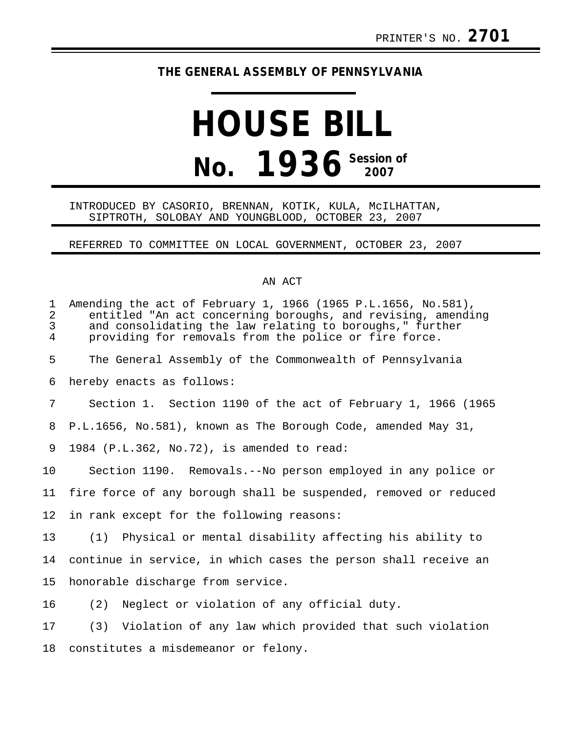PRINTER'S NO. **2701**

**THE GENERAL ASSEMBLY OF PENNSYLVANIA**

# HOUSE BILL

# No. 1936 Session of 2007

INTRODUCED BY CASORIO, BRENNAN, KOTIK, KULA, McILHATTAN, SIPTROTH, SOLOBAY AND YOUNGBLOOD, OCTOBER 23, 2007

REFERRED TO COMMITTEE ON LOCAL GOVERNMENT, OCTOBER 23, 2007

AN ACT

Amending the act of February 1, 1966 (1965 P.L.1656, No.581), entitled "An act concerning boroughs, and revising, amending and consolidating the law relating to boroughs," further providing for removals from the police or fire force.

The General Assembly of the Commonwealth of Pennsylvania hereby enacts as follows:

Section 1. Section 1190 of the act of February 1, 1966 (1965 P.L.1656, No.581), known as The Borough Code, amended May 31, 1984 (P.L.362, No.72), is amended to read:

Section 1190. Removals.--No person employed in any police or fire force of any borough shall be suspended, removed or reduced in rank except for the following reasons:

(1) Physical or mental disability affecting his ability to continue in service, in which cases the person shall receive an honorable discharge from service.

(2) Neglect or violation of any official duty.

(3) Violation of any law which provided that such violation constitutes a misdemeanor or felony.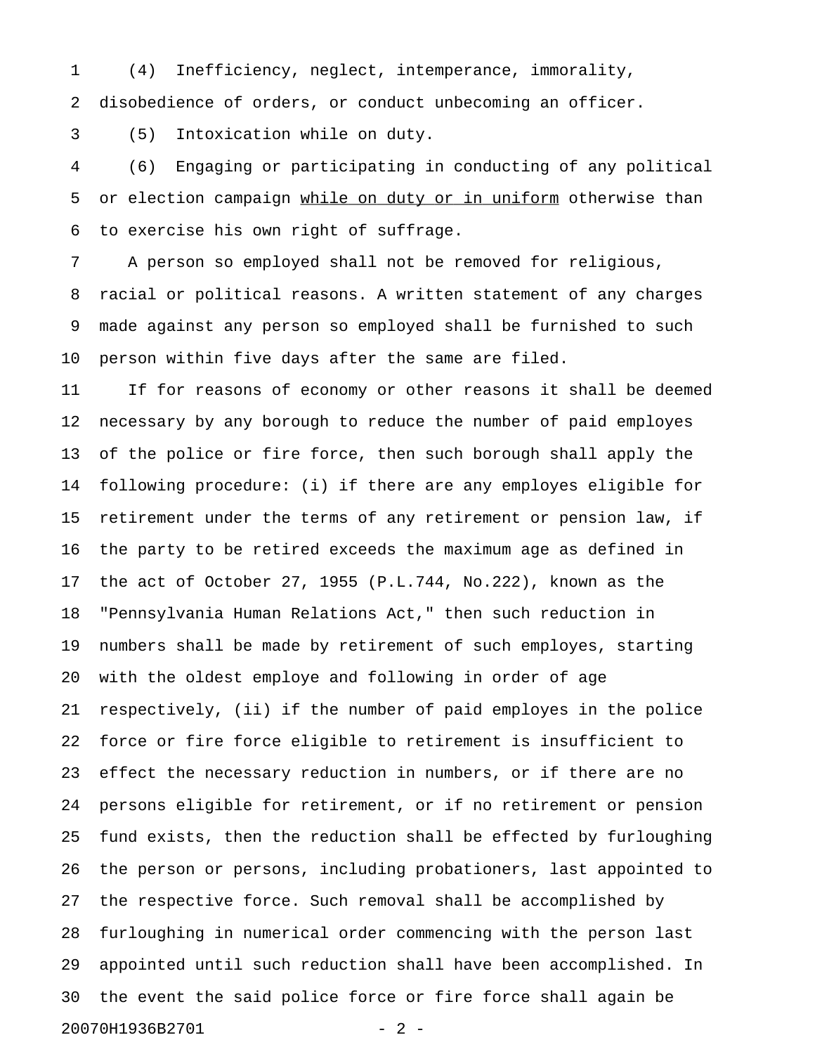(4) Inefficiency, neglect, intemperance, immorality, disobedience of orders, or conduct unbecoming an officer.

(5) Intoxication while on duty.

(6) Engaging or participating in conducting of any political or election campaign <u>while on duty or in uniform</u> otherwise than to exercise his own right of suffrage.

A person so employed shall not be removed for religious, racial or political reasons. A written statement of any charges made against any person so employed shall be furnished to such person within five days after the same are filed.

If for reasons of economy or other reasons it shall be deemed necessary by any borough to reduce the number of paid employes of the police or fire force, then such borough shall apply the following procedure: (i) if there are any employes eligible for retirement under the terms of any retirement or pension law, if the party to be retired exceeds the maximum age as defined in the act of October 27, 1955 (P.L.744, No.222), known as the "Pennsylvania Human Relations Act," then such reduction in numbers shall be made by retirement of such employes, starting with the oldest employe and following in order of age respectively, (ii) if the number of paid employes in the police force or fire force eligible to retirement is insufficient to effect the necessary reduction in numbers, or if there are no persons eligible for retirement, or if no retirement or pension fund exists, then the reduction shall be effected by furloughing the person or persons, including probationers, last appointed to the respective force. Such removal shall be accomplished by furloughing in numerical order commencing with the person last appointed until such reduction shall have been accomplished. In the event the said police force or fire force shall again be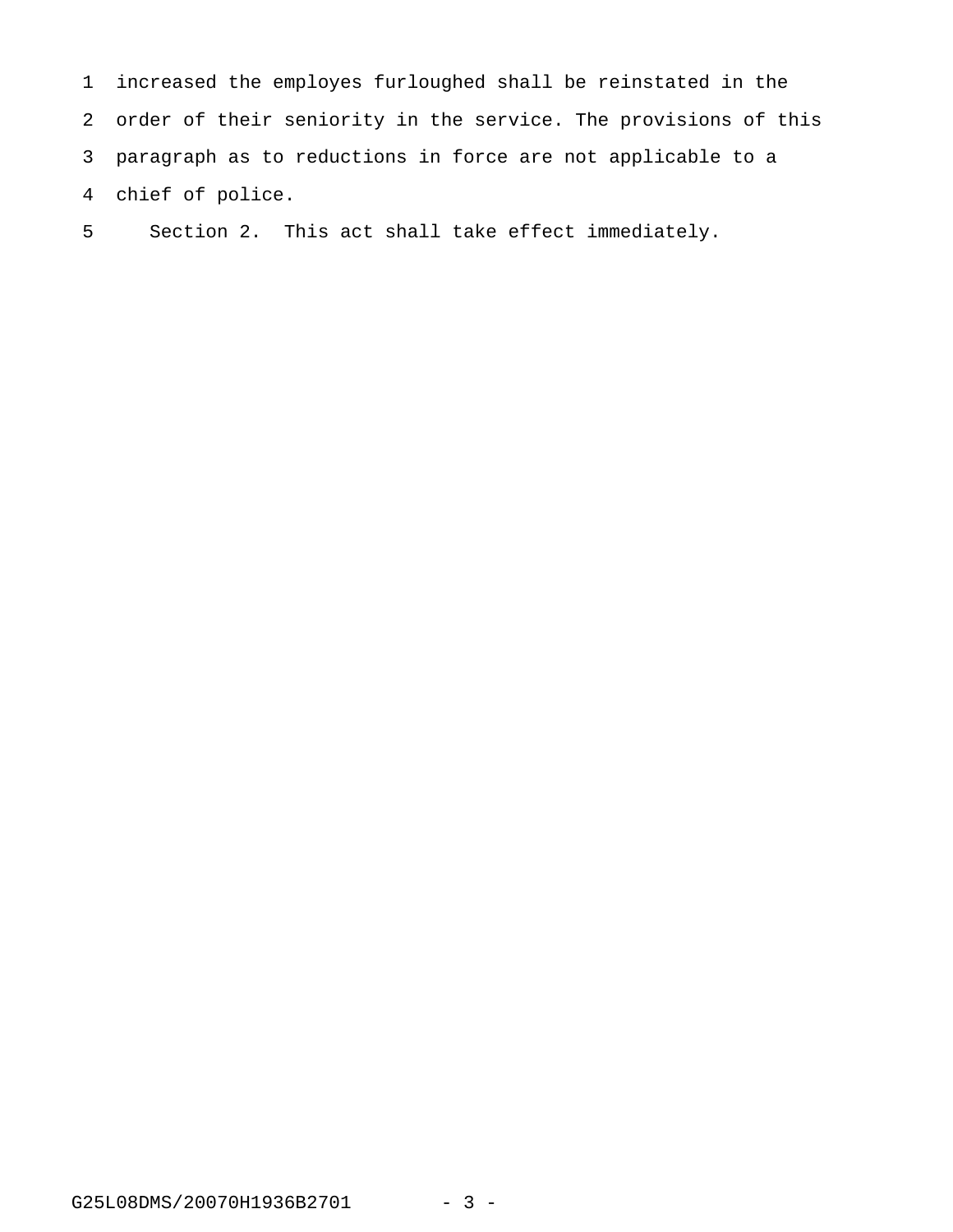increased the employes furloughed shall be reinstated in the order of their seniority in the service. The provisions of this paragraph as to reductions in force are not applicable to a chief of police.

Section 2. This act shall take effect immediately.